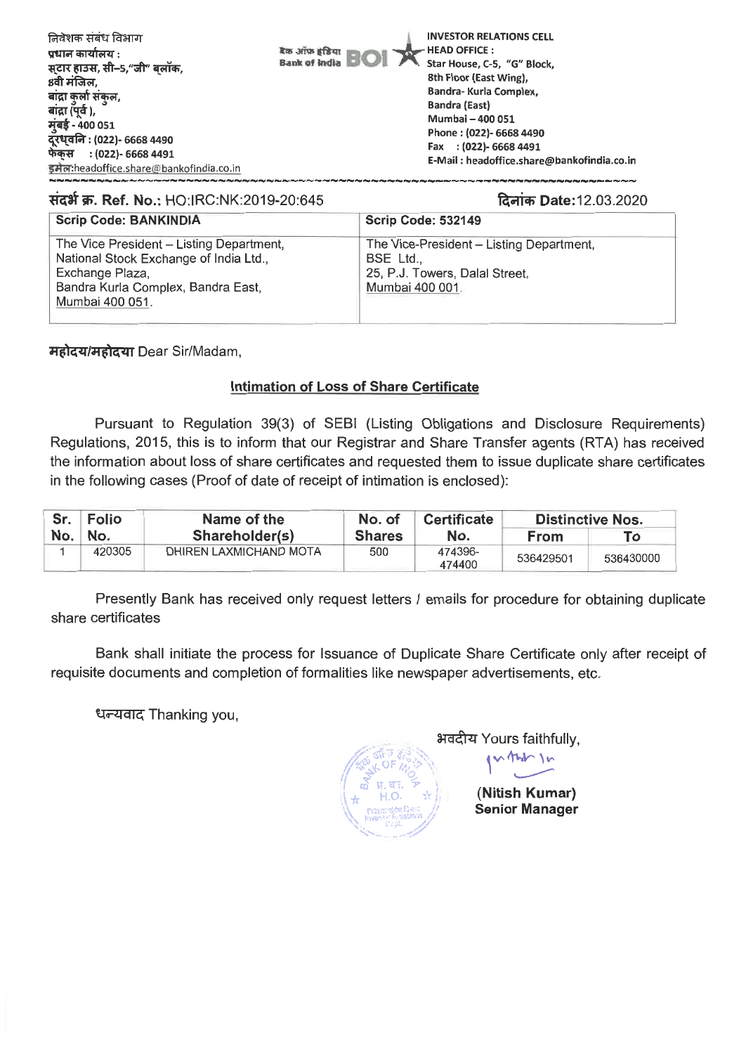निवेशक संबंध विभाग
प्रधान कार्यालय :
स्टार हाउस, सी–5,"जी" ब्लॉक,
8वी मंजिल,
बांद्रा कुर्ला संकुल,
बांद्रा (पूर्व ),
मुंबई - 400 051
दूरध्वनि : (022)- 6668 4490
फेक्स : (022)- 6668 4491
इमेल:headoffice.share@bankofindia.co.in

बैंक ऑफ इंडिया Bank of India BOI

**INVESTOR RELATIONS CELL**
**HEAD OFFICE :**
Star House, C-5, "G" Block,
8th Floor (East Wing),
Bandra- Kurla Complex,
Bandra (East)
Mumbai – 400 051
Phone : (022)- 6668 4490
Fax : (022)- 6668 4491
E-Mail : headoffice.share@bankofindia.co.in

**संदर्भ क्र. Ref. No.:** HO:IRC:NK:2019-20:645

**दिनांक Date:**12.03.2020

| Scrip Code: BANKINDIA | Scrip Code: 532149 |
|---|---|
| The Vice President – Listing Department, National Stock Exchange of India Ltd., Exchange Plaza, Bandra Kurla Complex, Bandra East, Mumbai 400 051. | The Vice-President – Listing Department, BSE Ltd., 25, P.J. Towers, Dalal Street, Mumbai 400 001. |

**महोदय/महोदया** Dear Sir/Madam,

**Intimation of Loss of Share Certificate**

Pursuant to Regulation 39(3) of SEBI (Listing Obligations and Disclosure Requirements) Regulations, 2015, this is to inform that our Registrar and Share Transfer agents (RTA) has received the information about loss of share certificates and requested them to issue duplicate share certificates in the following cases (Proof of date of receipt of intimation is enclosed):

| Sr. No. | Folio No. | Name of the Shareholder(s) | No. of Shares | Certificate No. | Distinctive Nos. | |
|---|---|---|---|---|---|---|
| | | | | | From | To |
| 1 | 420305 | DHIREN LAXMICHAND MOTA | 500 | 474396-474400 | 536429501 | 536430000 |

Presently Bank has received only request letters / emails for procedure for obtaining duplicate share certificates

Bank shall initiate the process for Issuance of Duplicate Share Certificate only after receipt of requisite documents and completion of formalities like newspaper advertisements, etc.

धन्यवाद Thanking you,

भवदीय Yours faithfully,

**(Nitish Kumar)**
**Senior Manager**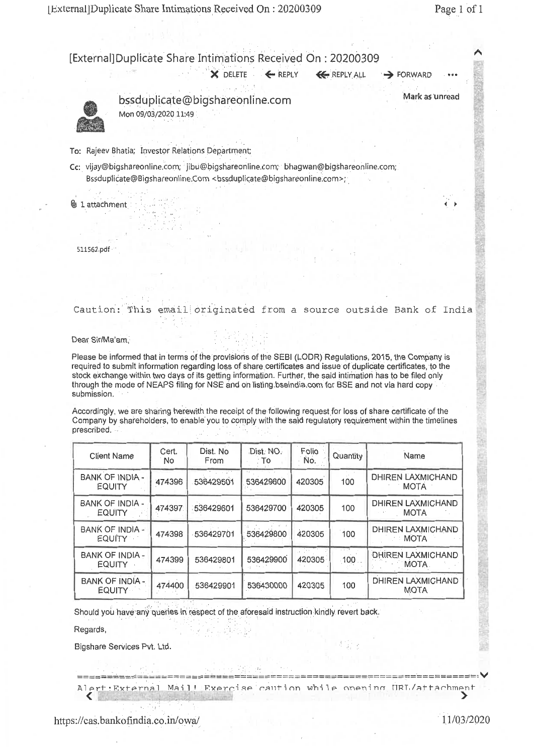# [External]Duplicate Share Intimations Received On : 20200309

X DELETE ← REPLY ≪ REPLY ALL → FORWARD •••

**bssduplicate@bigshareonline.com**

Mon 09/03/2020 11:49

Mark as unread

To: Rajeev Bhatia; Investor Relations Department;

Cc: vijay@bigshareonline.com; jibu@bigshareonline.com; bhagwan@bigshareonline.com; Bssduplicate@Bigshareonline.Com <bssduplicate@bigshareonline.com>;

1 attachment

511562.pdf

Caution: This email originated from a source outside Bank of India

Dear Sir/Ma'am,

Please be informed that in terms of the provisions of the SEBI (LODR) Regulations, 2015, the Company is required to submit information regarding loss of share certificates and issue of duplicate certificates, to the stock exchange within two days of its getting information. Further, the said intimation has to be filed only through the mode of NEAPS filing for NSE and on listing.bseindia.com for BSE and not via hard copy submission.

Accordingly, we are sharing herewith the receipt of the following request for loss of share certificate of the Company by shareholders, to enable you to comply with the said regulatory requirement within the timelines prescribed.

| Client Name | Cert. No | Dist. No From | Dist. NO. To | Folio No. | Quantity | Name |
|---|---|---|---|---|---|---|
| BANK OF INDIA - EQUITY | 474396 | 536429501 | 536429600 | 420305 | 100 | DHIREN LAXMICHAND MOTA |
| BANK OF INDIA - EQUITY | 474397 | 536429601 | 536429700 | 420305 | 100 | DHIREN LAXMICHAND MOTA |
| BANK OF INDIA - EQUITY | 474398 | 536429701 | 536429800 | 420305 | 100 | DHIREN LAXMICHAND MOTA |
| BANK OF INDIA - EQUITY | 474399 | 536429801 | 536429900 | 420305 | 100 | DHIREN LAXMICHAND MOTA |
| BANK OF INDIA - EQUITY | 474400 | 536429901 | 536430000 | 420305 | 100 | DHIREN LAXMICHAND MOTA |

Should you have any queries in respect of the aforesaid instruction kindly revert back.

Regards,

Bigshare Services Pvt. Ltd.

================================================================

Alert:External Mail! Exercise caution while opening URL/attachment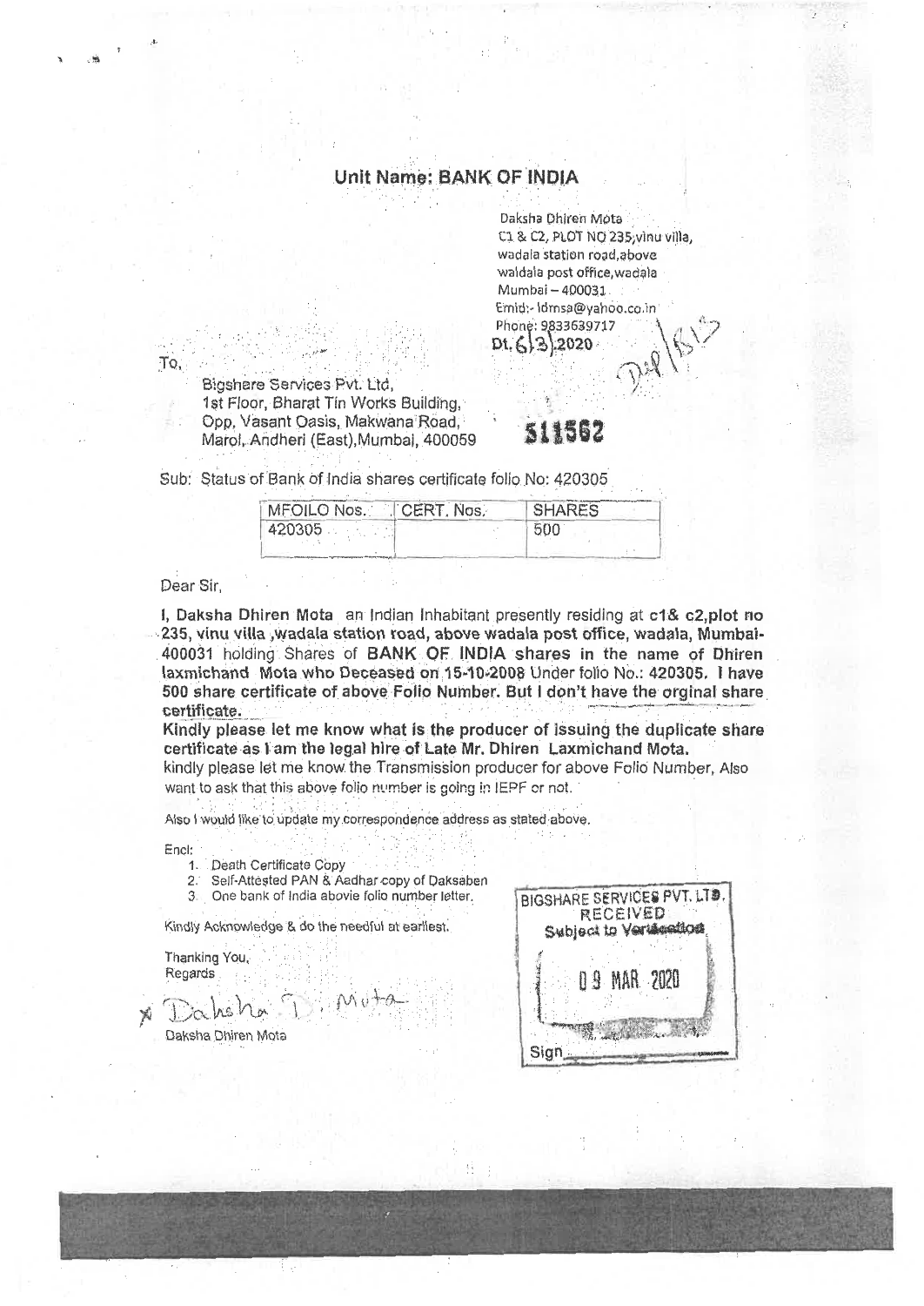## Unit Name: BANK OF INDIA

Daksha Dhiren Mota
C1 & C2, PLOT NO 235,vinu villa,
wadala station road,above
waldala post office,wadala
Mumbai – 400031
Emid:- ldmsa@yahoo.co.in
Phone: 9833639717
Dt. 6/3/2020

To,

Bigshare Services Pvt. Ltd,
1st Floor, Bharat Tin Works Building,
Opp, Vasant Oasis, Makwana Road,
Marol, Andheri (East),Mumbai, 400059

511562

Sub: Status of Bank of India shares certificate folio No: 420305

| MFOILO Nos. | CERT. Nos. | SHARES |
|---|---|---|
| 420305 | | 500 |

Dear Sir,

**I, Daksha Dhiren Mota an Indian Inhabitant presently residing at c1& c2,plot no 235, vinu villa ,wadala station road, above wadala post office, wadala, Mumbai-400031** holding Shares of **BANK OF INDIA shares in the name of Dhiren laxmichand Mota who Deceased on 15-10-2008** Under folio No.: 420305. **I have 500 share certificate of above Folio Number. But I don't have the orginal share certificate.**

**Kindly please let me know what is the producer of issuing the duplicate share certificate as I am the legal hire of Late Mr. Dhiren Laxmichand Mota.**

kindly please let me know the Transmission producer for above Folio Number, Also want to ask that this above folio number is going in IEPF or not.

Also I would like to update my correspondence address as stated above.

Encl:

1. Death Certificate Copy
2. Self-Attested PAN & Aadhar copy of Daksaben
3. One bank of India abovie folio number letter.

Kindly Acknowledge & do the needful at earliest.

Thanking You,
Regards

Daksha D. Mota

Daksha Dhiren Mota

BIGSHARE SERVICES PVT. LTD.
RECEIVED
Subject to Verification
09 MAR 2020
Sign